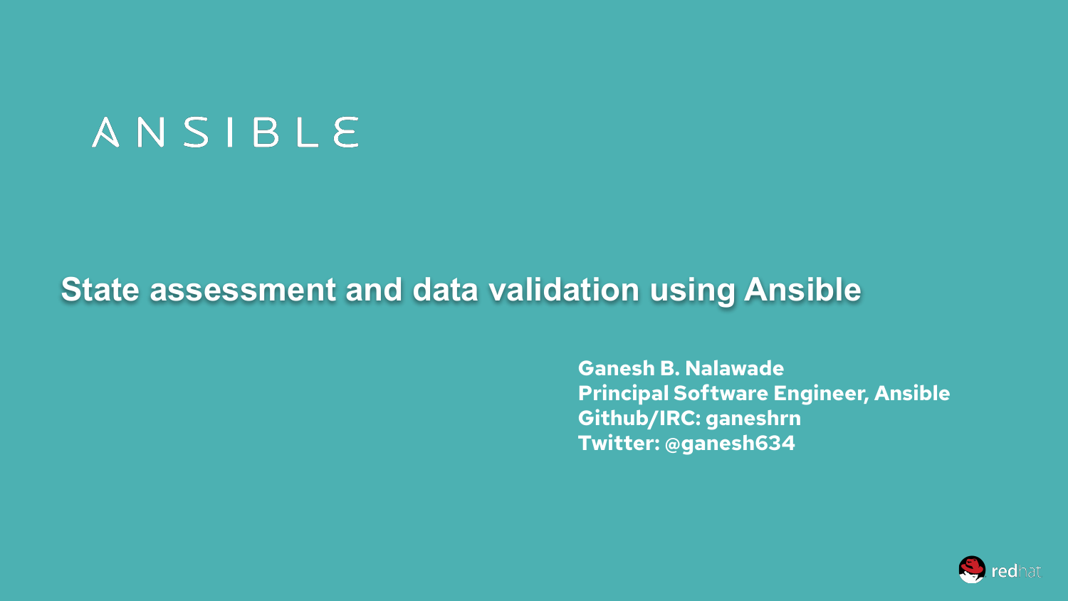ANSIBLE

# State assessment and data validation using Ansible

**Ganesh B. Nalawade**
**Principal Software Engineer, Ansible**
**Github/IRC: ganeshrn**
**Twitter: @ganesh634**

redhat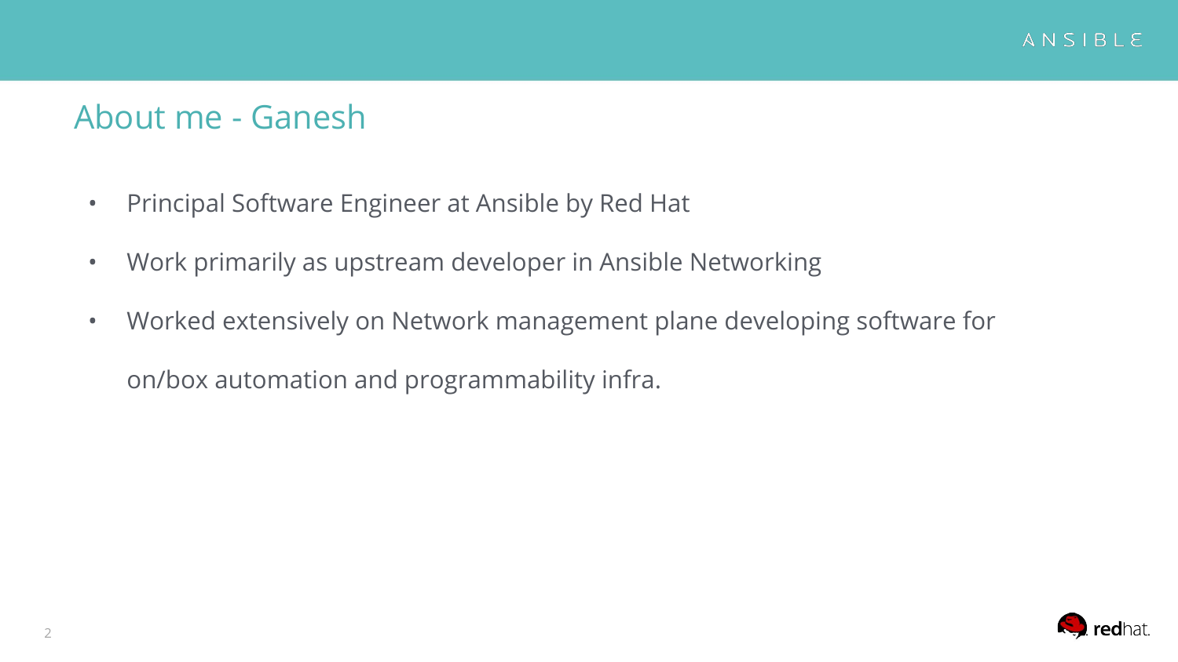## About me - Ganesh

- Principal Software Engineer at Ansible by Red Hat
- Work primarily as upstream developer in Ansible Networking
- Worked extensively on Network management plane developing software for on/box automation and programmability infra.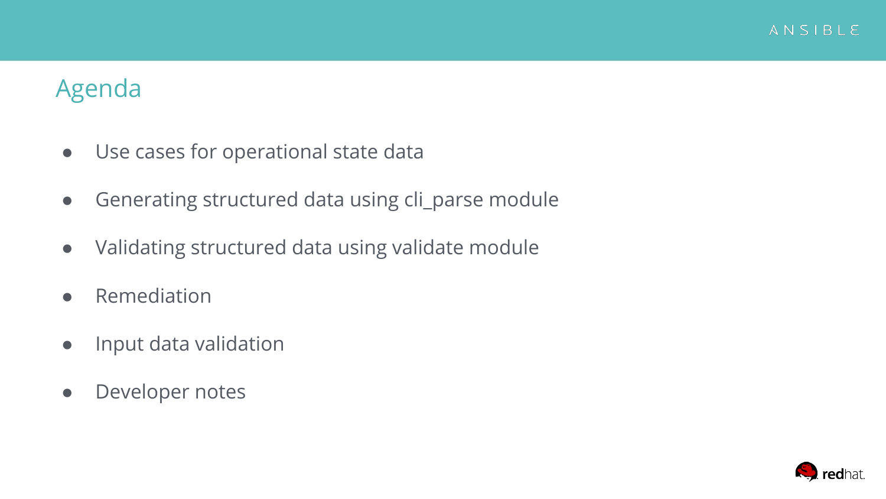# Agenda

- Use cases for operational state data
- Generating structured data using cli_parse module
- Validating structured data using validate module
- Remediation
- Input data validation
- Developer notes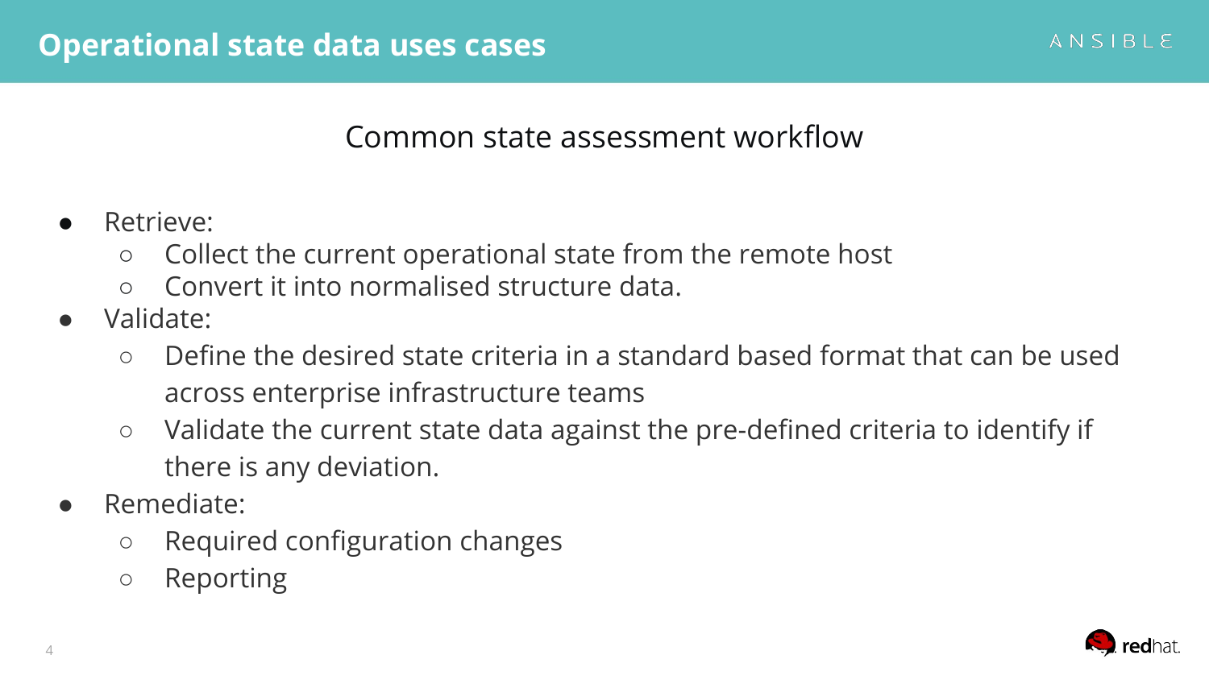# Operational state data uses cases

## Common state assessment workflow

- Retrieve:
  - Collect the current operational state from the remote host
  - Convert it into normalised structure data.
- Validate:
  - Define the desired state criteria in a standard based format that can be used across enterprise infrastructure teams
  - Validate the current state data against the pre-defined criteria to identify if there is any deviation.
- Remediate:
  - Required configuration changes
  - Reporting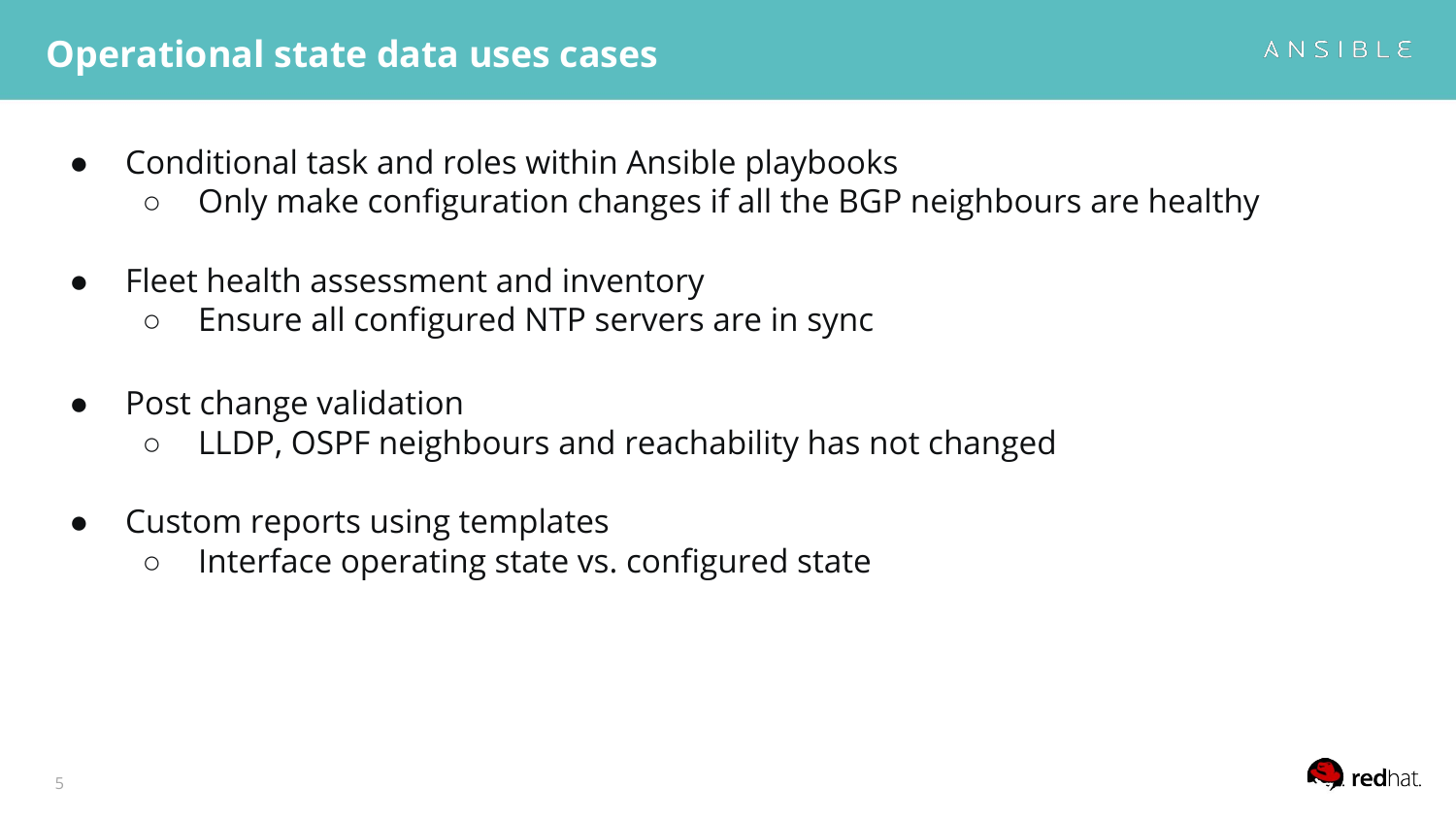# Operational state data uses cases

- Conditional task and roles within Ansible playbooks
  - Only make configuration changes if all the BGP neighbours are healthy
- Fleet health assessment and inventory
  - Ensure all configured NTP servers are in sync
- Post change validation
  - LLDP, OSPF neighbours and reachability has not changed
- Custom reports using templates
  - Interface operating state vs. configured state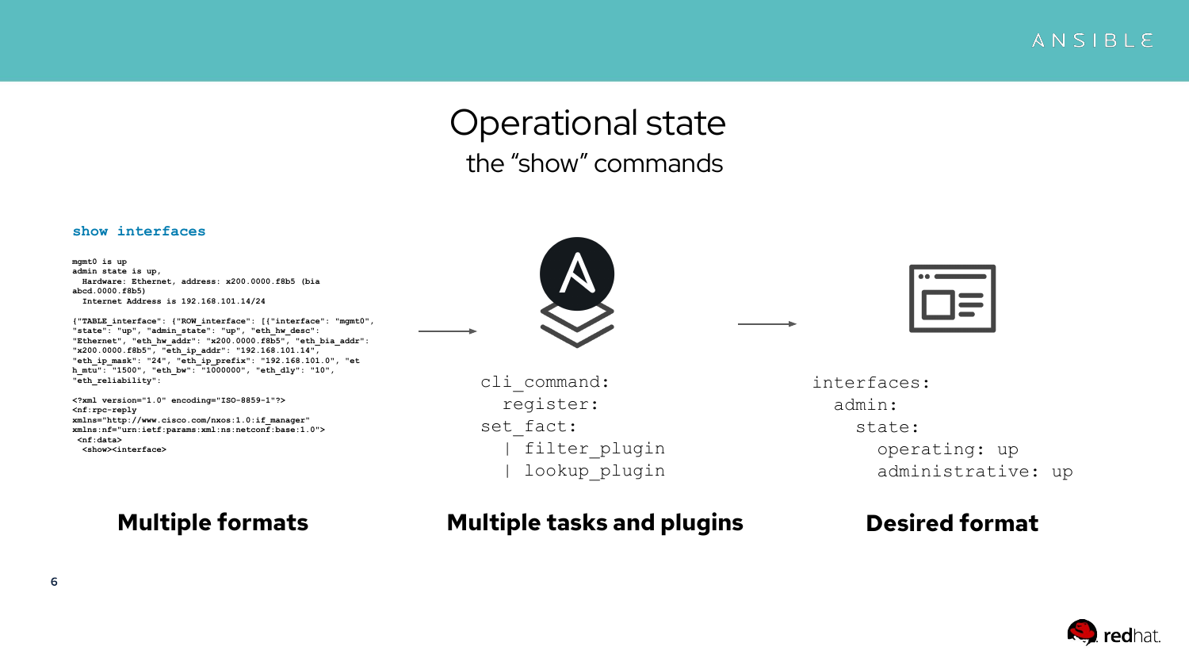# Operational state

## the “show” commands

**show interfaces**

```
mgmt0 is up
admin state is up,
  Hardware: Ethernet, address: x200.0000.f8b5 (bia
abcd.0000.f8b5)
  Internet Address is 192.168.101.14/24

{"TABLE_interface": {"ROW_interface": [{"interface": "mgmt0",
"state": "up", "admin_state": "up", "eth_hw_desc":
"Ethernet", "eth_hw_addr": "x200.0000.f8b5", "eth_bia_addr":
"x200.0000.f8b5", "eth_ip_addr": "192.168.101.14",
"eth_ip_mask": "24", "eth_ip_prefix": "192.168.101.0", "et
h_mtu": "1500", "eth_bw": "1000000", "eth_dly": "10",
"eth_reliability":

<?xml version="1.0" encoding="ISO-8859-1"?>
<nf:rpc-reply
xmlns="http://www.cisco.com/nxos:1.0:if_manager"
xmlns:nf="urn:ietf:params:xml:ns:netconf:base:1.0">
 <nf:data>
  <show><interface>
```

**Multiple formats**

```
cli_command:
  register:
set_fact:
  | filter_plugin
  | lookup_plugin
```

**Multiple tasks and plugins**

```
interfaces:
  admin:
    state:
      operating: up
      administrative: up
```

**Desired format**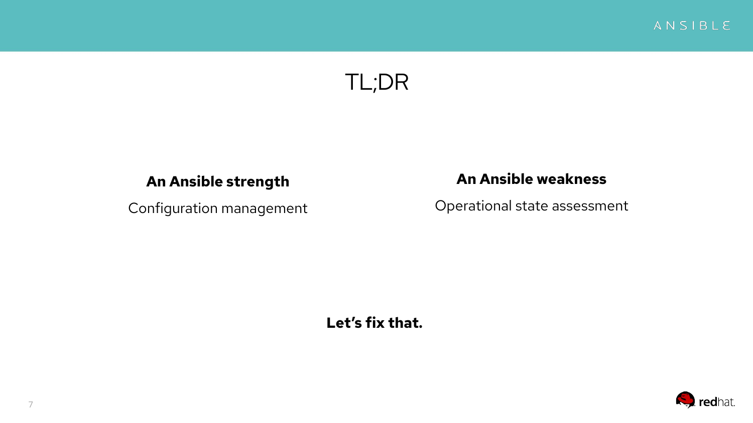# TL;DR

**An Ansible strength**

Configuration management

**An Ansible weakness**

Operational state assessment

**Let’s fix that.**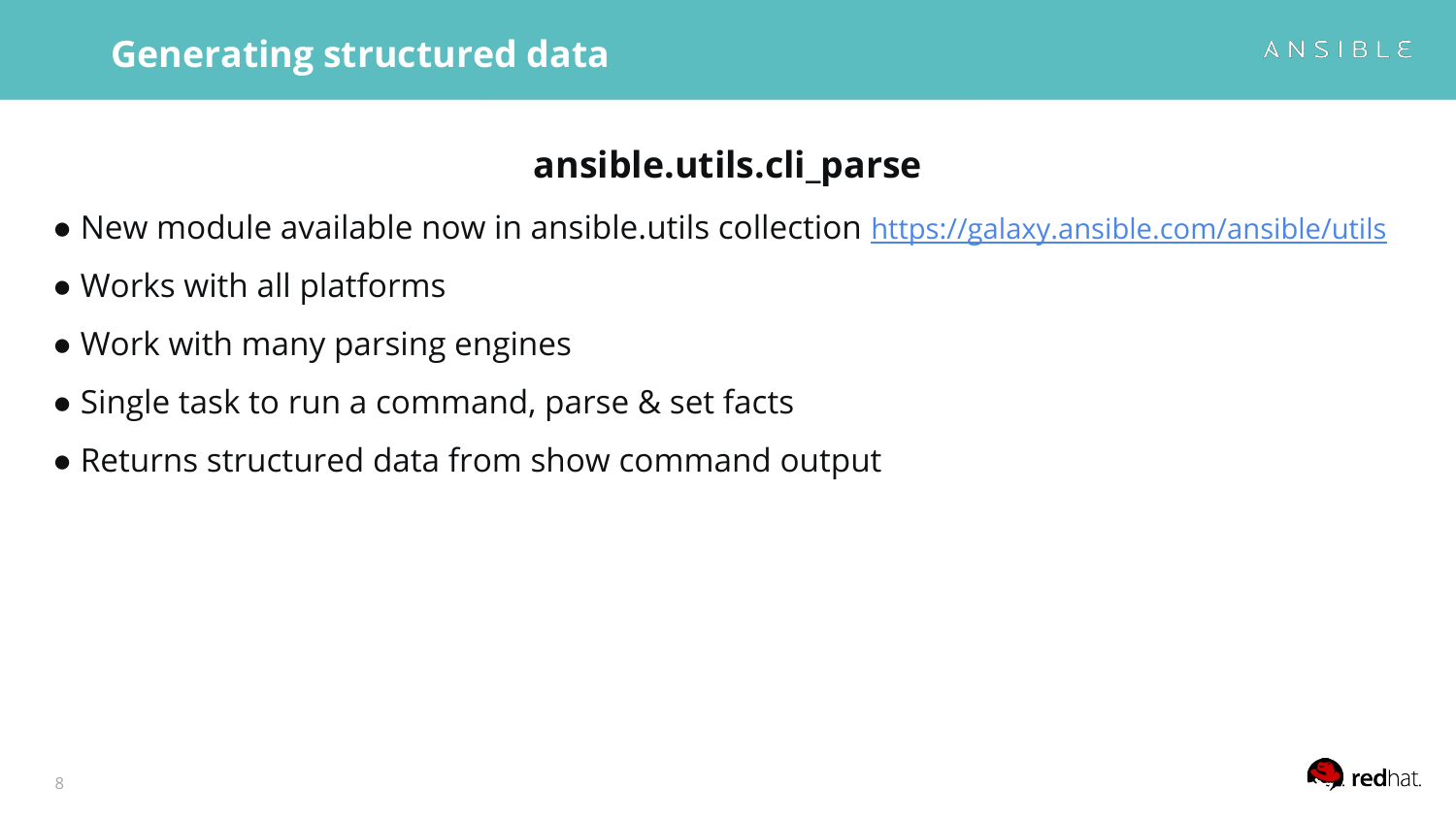# Generating structured data

## ansible.utils.cli_parse

- New module available now in ansible.utils collection https://galaxy.ansible.com/ansible/utils
- Works with all platforms
- Work with many parsing engines
- Single task to run a command, parse & set facts
- Returns structured data from show command output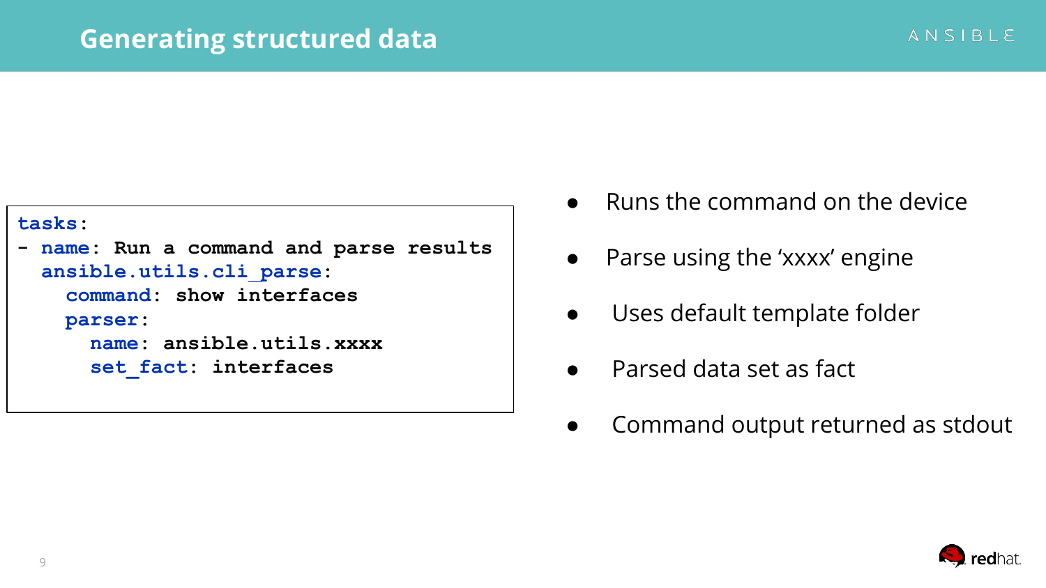# Generating structured data

```yaml
tasks:
- name: Run a command and parse results
  ansible.utils.cli_parse:
    command: show interfaces
    parser:
      name: ansible.utils.xxxx
      set_fact: interfaces
```

- Runs the command on the device
- Parse using the ‘xxxx’ engine
- Uses default template folder
- Parsed data set as fact
- Command output returned as stdout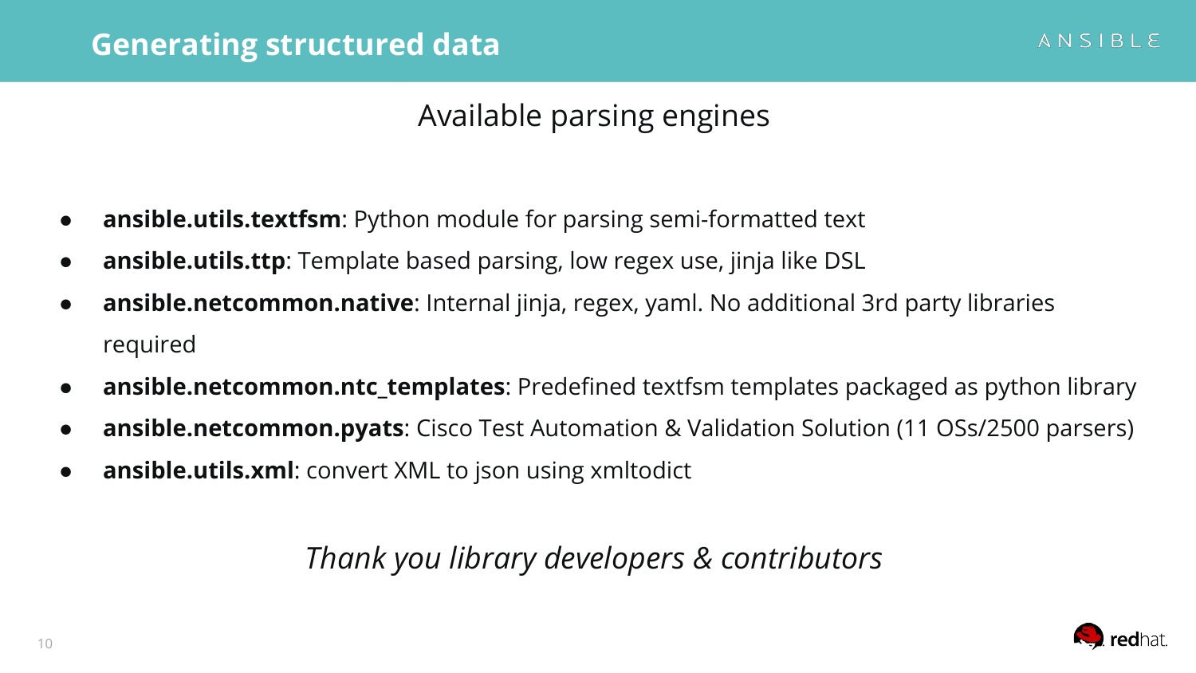# Generating structured data

## Available parsing engines

- **ansible.utils.textfsm**: Python module for parsing semi-formatted text
- **ansible.utils.ttp**: Template based parsing, low regex use, jinja like DSL
- **ansible.netcommon.native**: Internal jinja, regex, yaml. No additional 3rd party libraries required
- **ansible.netcommon.ntc_templates**: Predefined textfsm templates packaged as python library
- **ansible.netcommon.pyats**: Cisco Test Automation & Validation Solution (11 OSs/2500 parsers)
- **ansible.utils.xml**: convert XML to json using xmltodict

*Thank you library developers & contributors*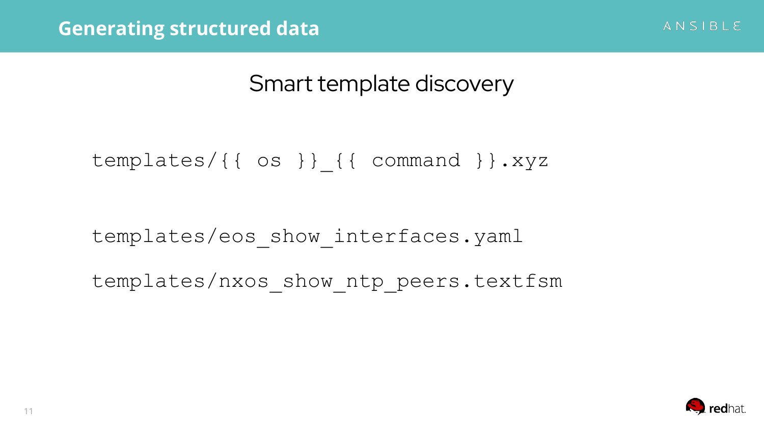# Generating structured data

## Smart template discovery

```
templates/{{ os }}_{{ command }}.xyz
```

```
templates/eos_show_interfaces.yaml

templates/nxos_show_ntp_peers.textfsm
```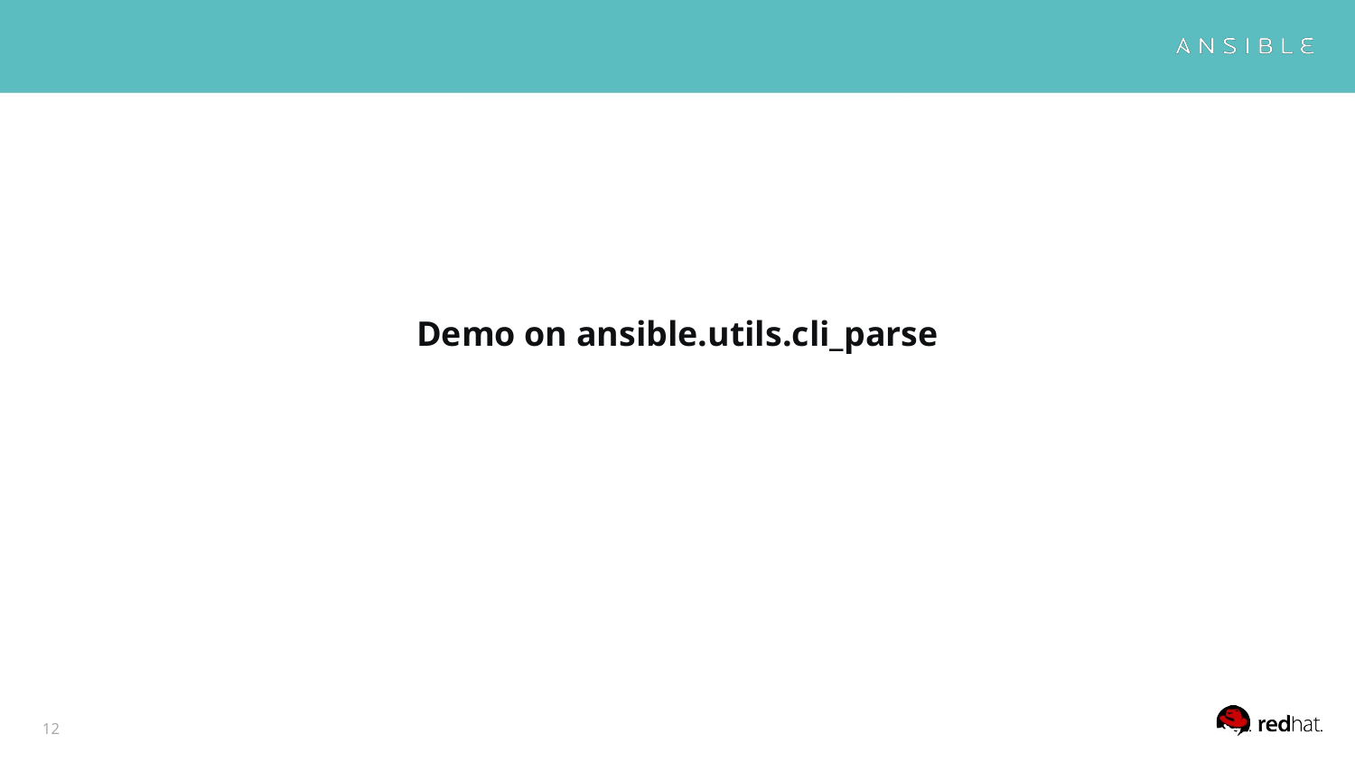# Demo on ansible.utils.cli_parse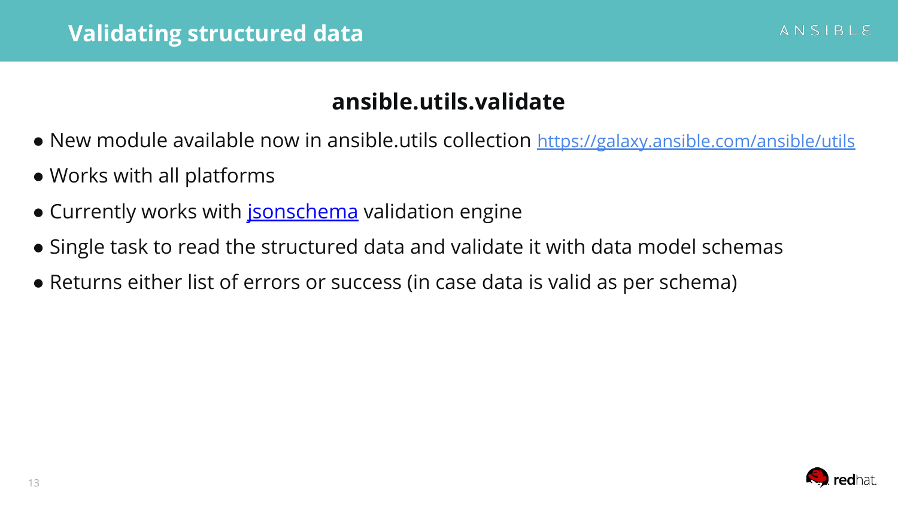# Validating structured data

## ansible.utils.validate

- New module available now in ansible.utils collection https://galaxy.ansible.com/ansible/utils
- Works with all platforms
- Currently works with jsonschema validation engine
- Single task to read the structured data and validate it with data model schemas
- Returns either list of errors or success (in case data is valid as per schema)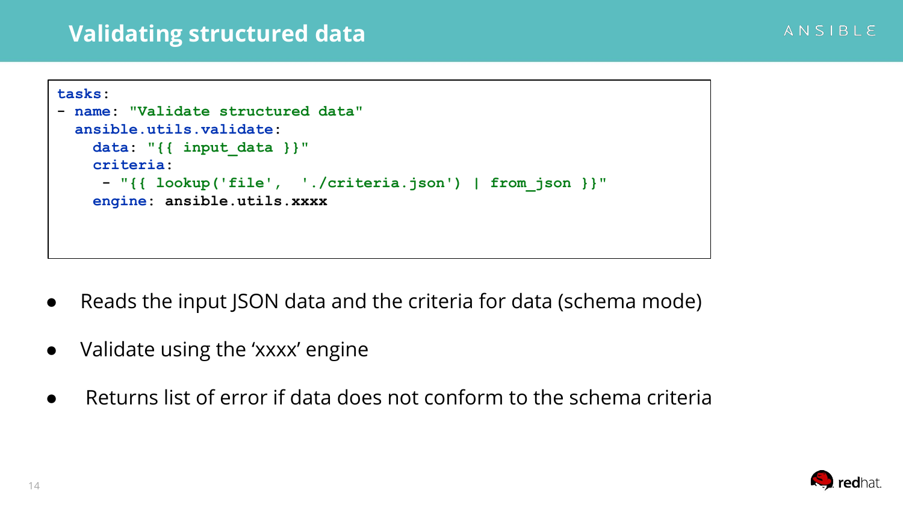# Validating structured data

```yaml
tasks:
- name: "Validate structured data"
  ansible.utils.validate:
    data: "{{ input_data }}"
    criteria:
     - "{{ lookup('file',  './criteria.json') | from_json }}"
    engine: ansible.utils.xxxx
```

- Reads the input JSON data and the criteria for data (schema mode)
- Validate using the ‘xxxx’ engine
- Returns list of error if data does not conform to the schema criteria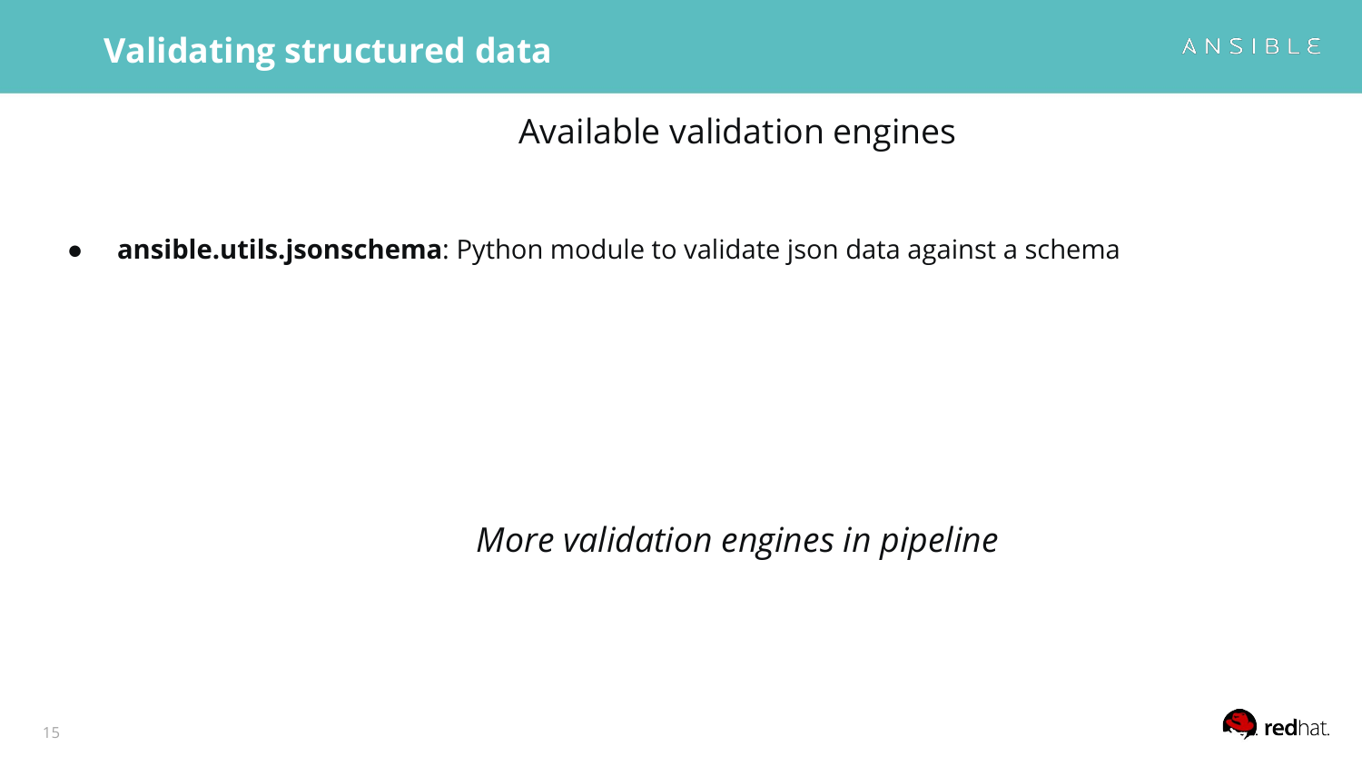# Validating structured data

## Available validation engines

- **ansible.utils.jsonschema**: Python module to validate json data against a schema

*More validation engines in pipeline*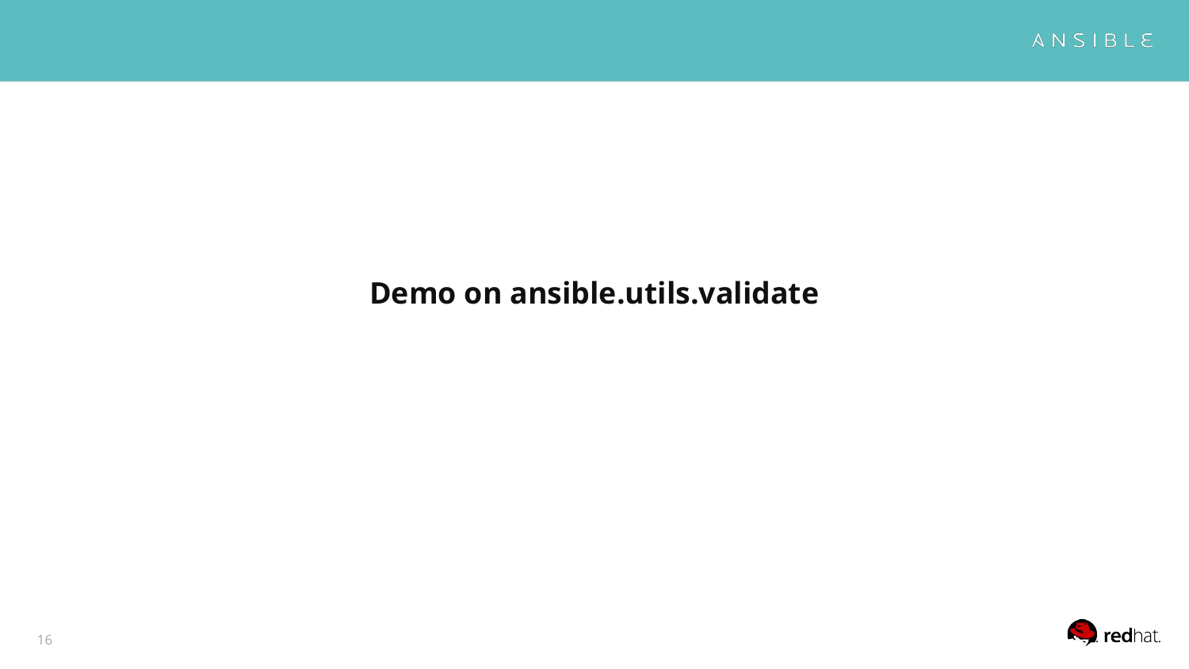# Demo on ansible.utils.validate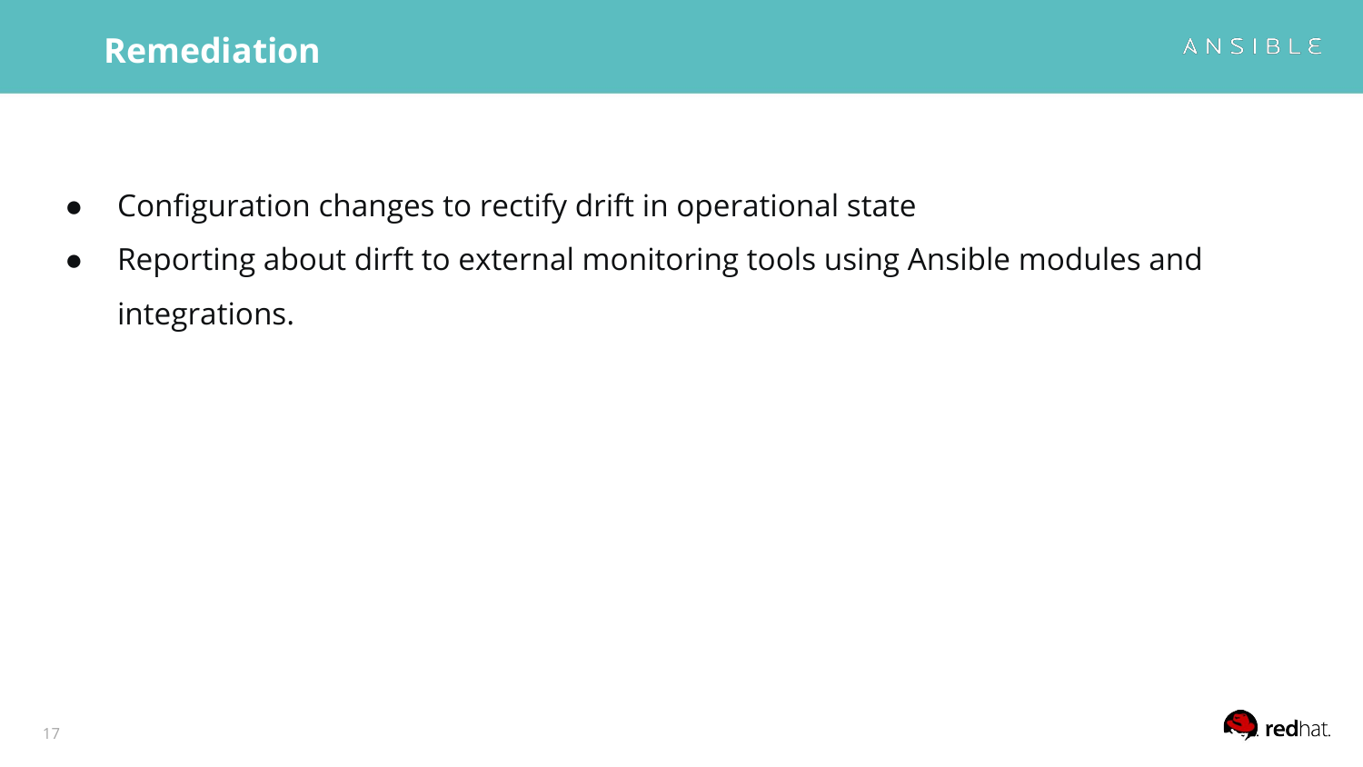# Remediation

- Configuration changes to rectify drift in operational state
- Reporting about dirft to external monitoring tools using Ansible modules and integrations.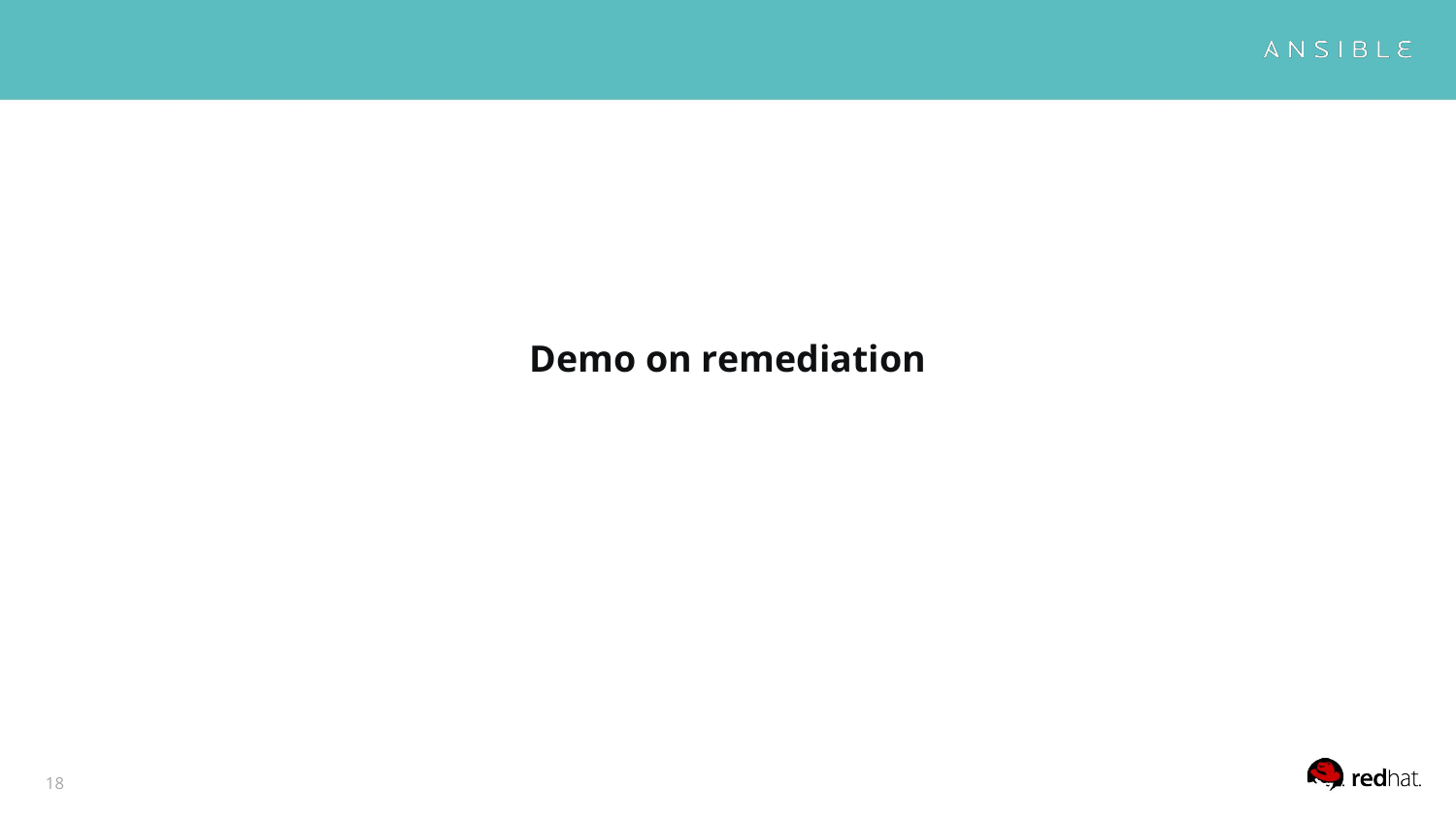# Demo on remediation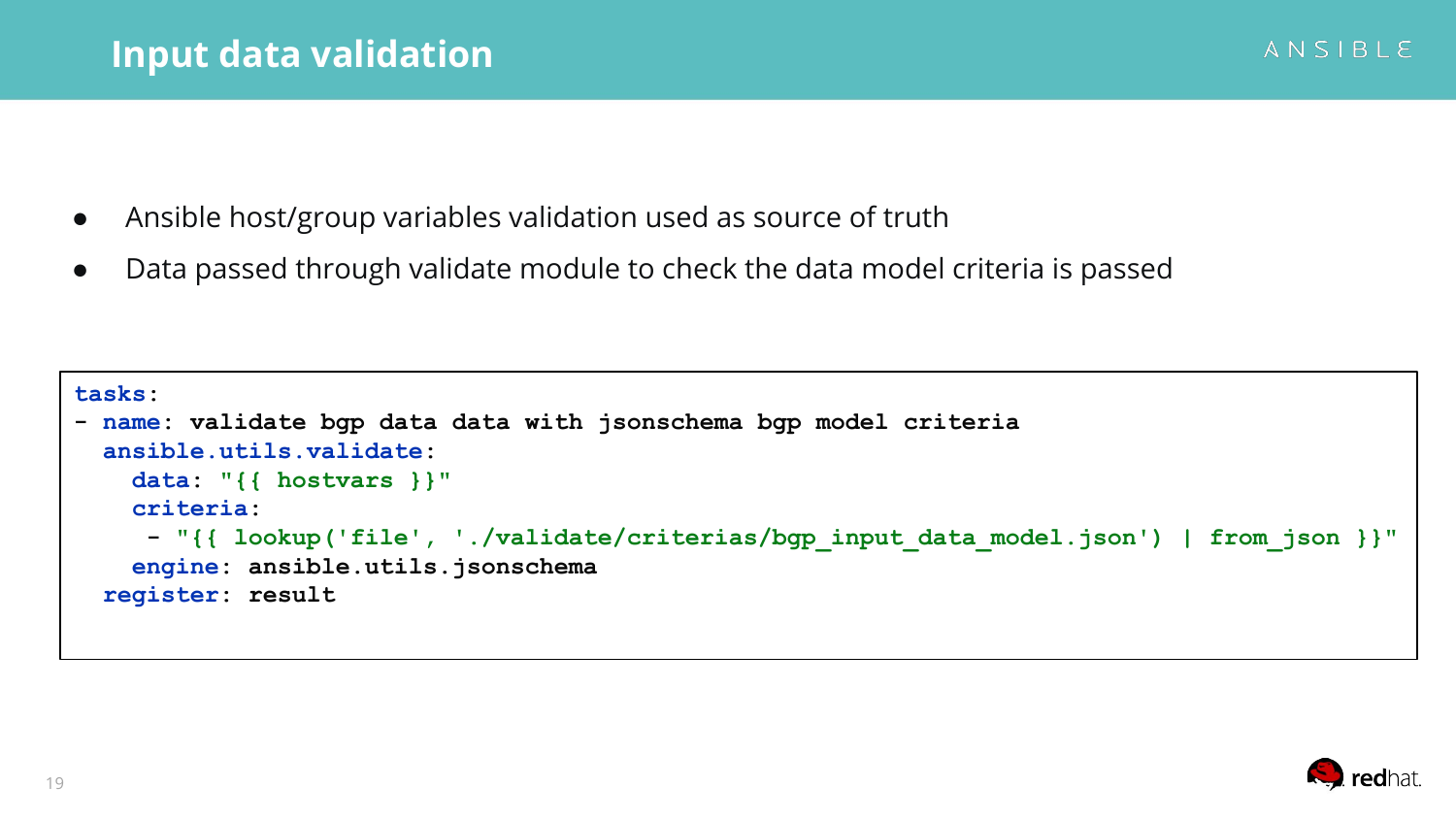# Input data validation

- Ansible host/group variables validation used as source of truth
- Data passed through validate module to check the data model criteria is passed

```
tasks:
- name: validate bgp data data with jsonschema bgp model criteria
  ansible.utils.validate:
    data: "{{ hostvars }}"
    criteria:
     - "{{ lookup('file', './validate/criterias/bgp_input_data_model.json') | from_json }}"
    engine: ansible.utils.jsonschema
  register: result
```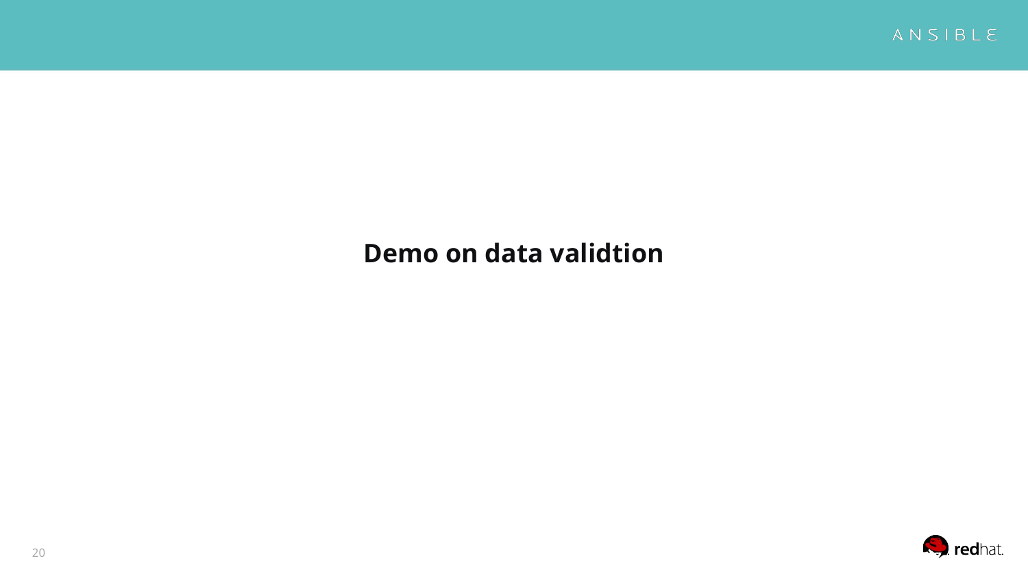# Demo on data validtion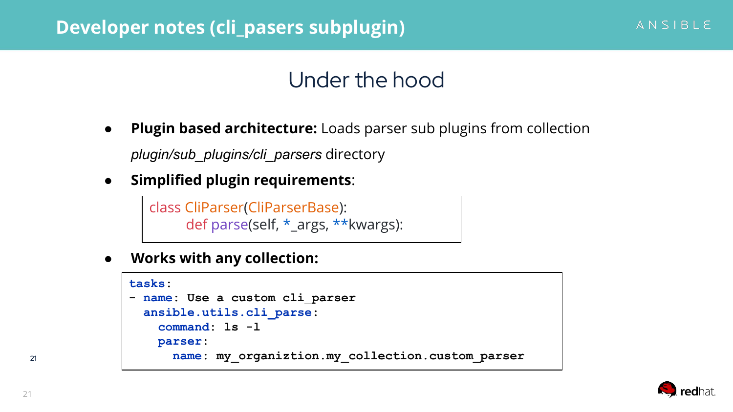# Developer notes (cli_pasers subplugin)

## Under the hood

- **Plugin based architecture:** Loads parser sub plugins from collection *plugin/sub_plugins/cli_parsers* directory
- **Simplified plugin requirements**:

```
class CliParser(CliParserBase):
      def parse(self, *_args, **kwargs):
```

- **Works with any collection:**

```
tasks:
- name: Use a custom cli_parser
  ansible.utils.cli_parse:
    command: ls -l
    parser:
      name: my_organiztion.my_collection.custom_parser
```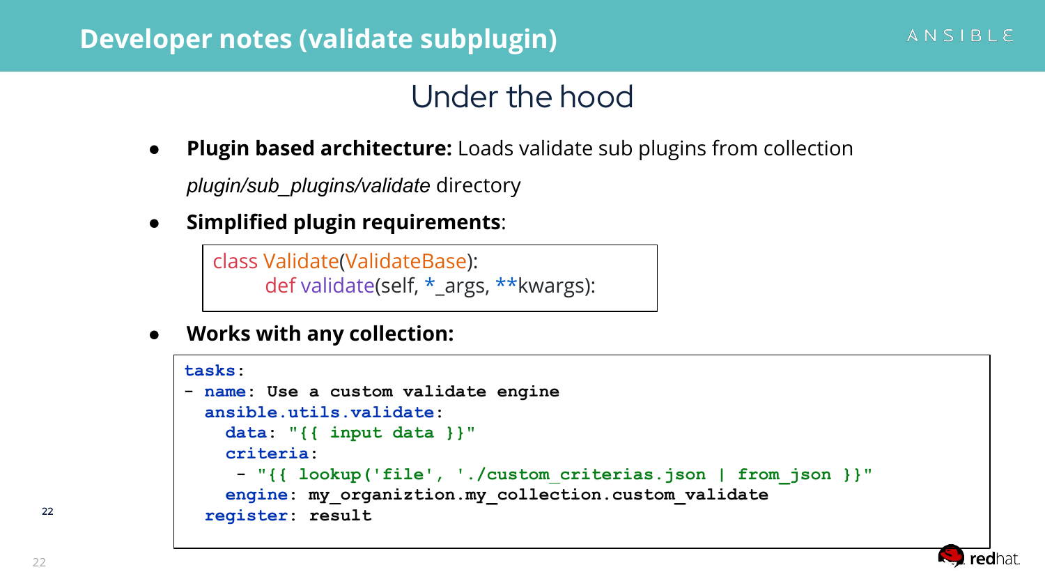# Developer notes (validate subplugin)

## Under the hood

- **Plugin based architecture:** Loads validate sub plugins from collection *plugin/sub_plugins/validate* directory
- **Simplified plugin requirements**:

```
class Validate(ValidateBase):
    def validate(self, *_args, **kwargs):
```

- **Works with any collection:**

```
tasks:
- name: Use a custom validate engine
  ansible.utils.validate:
    data: "{{ input data }}"
    criteria:
     - "{{ lookup('file', './custom_criterias.json | from_json }}"
    engine: my_organiztion.my_collection.custom_validate
  register: result
```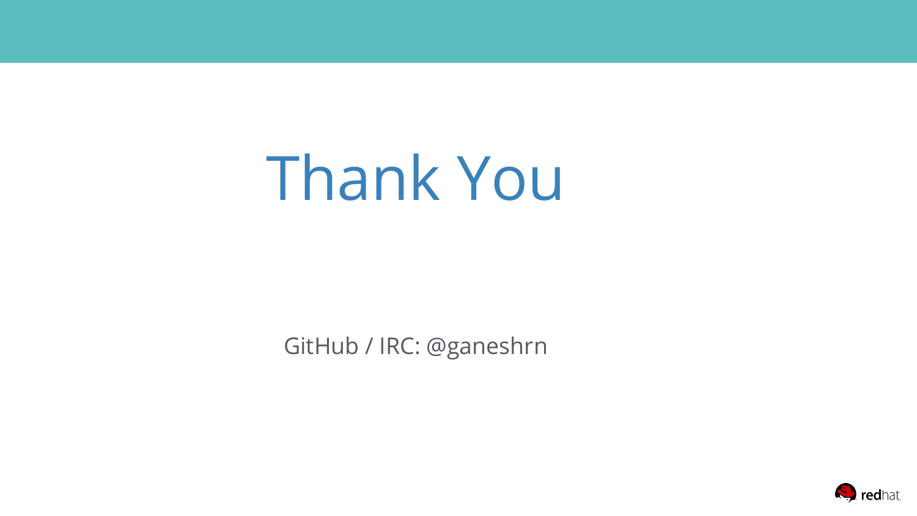# Thank You

GitHub / IRC: @ganeshrn